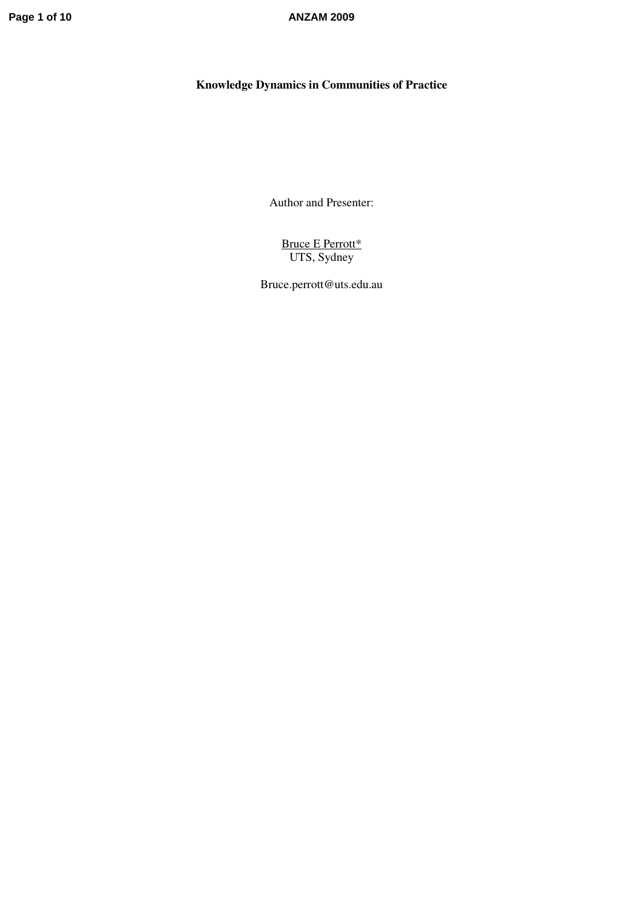# Knowledge Dynamics in Communities of Practice

Author and Presenter:

<u>Bruce E Perrott*</u>
UTS, Sydney

Bruce.perrott@uts.edu.au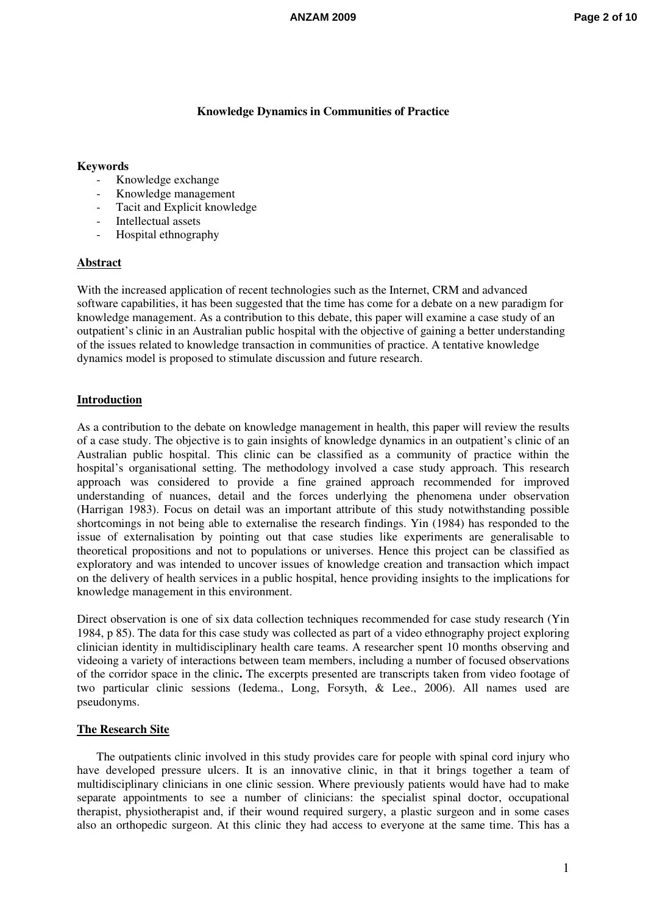**Knowledge Dynamics in Communities of Practice**

**Keywords**

- Knowledge exchange
- Knowledge management
- Tacit and Explicit knowledge
- Intellectual assets
- Hospital ethnography

## Abstract

With the increased application of recent technologies such as the Internet, CRM and advanced software capabilities, it has been suggested that the time has come for a debate on a new paradigm for knowledge management. As a contribution to this debate, this paper will examine a case study of an outpatient's clinic in an Australian public hospital with the objective of gaining a better understanding of the issues related to knowledge transaction in communities of practice. A tentative knowledge dynamics model is proposed to stimulate discussion and future research.

## Introduction

As a contribution to the debate on knowledge management in health, this paper will review the results of a case study. The objective is to gain insights of knowledge dynamics in an outpatient's clinic of an Australian public hospital. This clinic can be classified as a community of practice within the hospital's organisational setting. The methodology involved a case study approach. This research approach was considered to provide a fine grained approach recommended for improved understanding of nuances, detail and the forces underlying the phenomena under observation (Harrigan 1983). Focus on detail was an important attribute of this study notwithstanding possible shortcomings in not being able to externalise the research findings. Yin (1984) has responded to the issue of externalisation by pointing out that case studies like experiments are generalisable to theoretical propositions and not to populations or universes. Hence this project can be classified as exploratory and was intended to uncover issues of knowledge creation and transaction which impact on the delivery of health services in a public hospital, hence providing insights to the implications for knowledge management in this environment.

Direct observation is one of six data collection techniques recommended for case study research (Yin 1984, p 85). The data for this case study was collected as part of a video ethnography project exploring clinician identity in multidisciplinary health care teams. A researcher spent 10 months observing and videoing a variety of interactions between team members, including a number of focused observations of the corridor space in the clinic**.** The excerpts presented are transcripts taken from video footage of two particular clinic sessions (Iedema., Long, Forsyth, & Lee., 2006). All names used are pseudonyms.

## The Research Site

The outpatients clinic involved in this study provides care for people with spinal cord injury who have developed pressure ulcers. It is an innovative clinic, in that it brings together a team of multidisciplinary clinicians in one clinic session. Where previously patients would have had to make separate appointments to see a number of clinicians: the specialist spinal doctor, occupational therapist, physiotherapist and, if their wound required surgery, a plastic surgeon and in some cases also an orthopedic surgeon. At this clinic they had access to everyone at the same time. This has a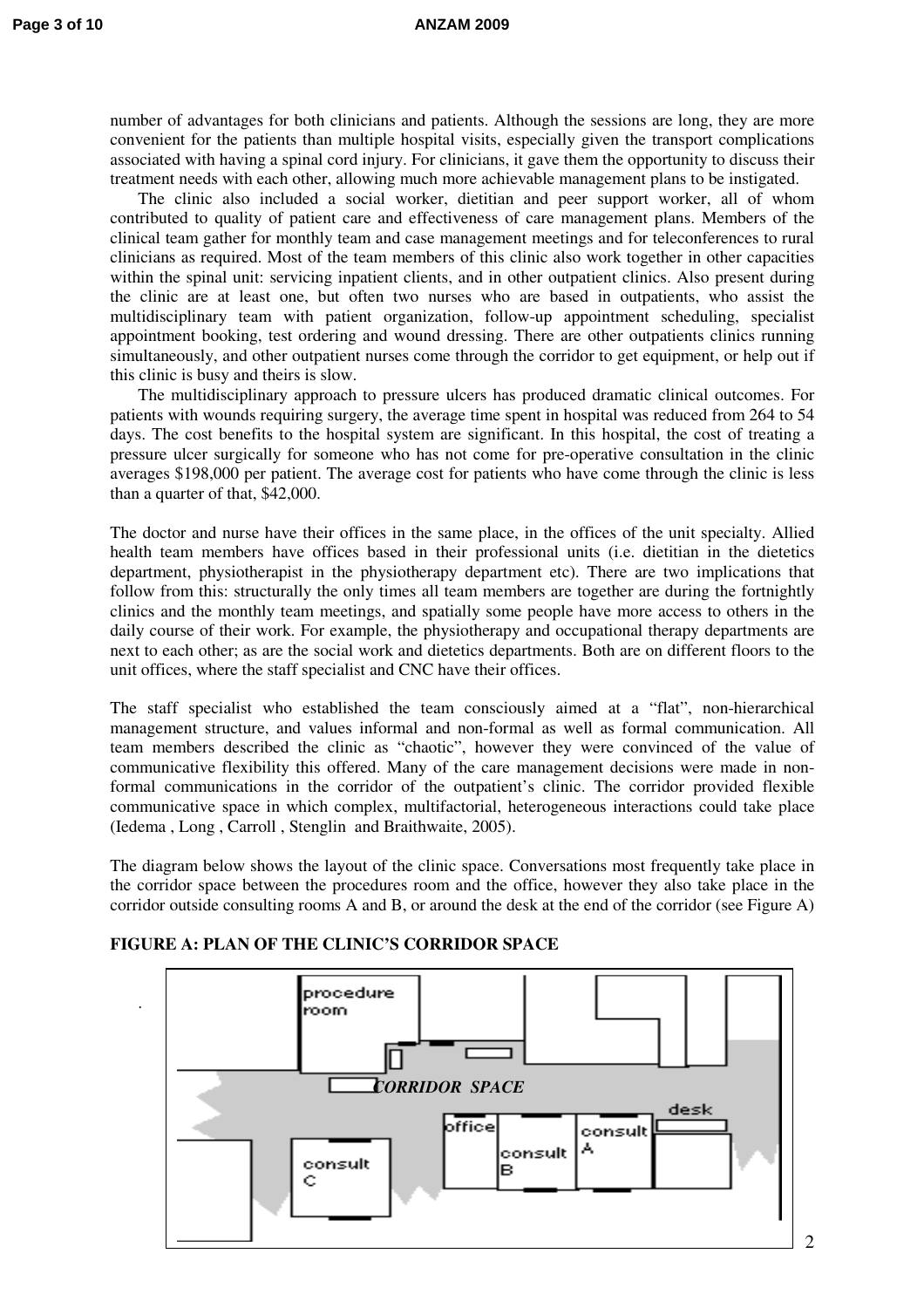number of advantages for both clinicians and patients. Although the sessions are long, they are more convenient for the patients than multiple hospital visits, especially given the transport complications associated with having a spinal cord injury. For clinicians, it gave them the opportunity to discuss their treatment needs with each other, allowing much more achievable management plans to be instigated.

The clinic also included a social worker, dietitian and peer support worker, all of whom contributed to quality of patient care and effectiveness of care management plans. Members of the clinical team gather for monthly team and case management meetings and for teleconferences to rural clinicians as required. Most of the team members of this clinic also work together in other capacities within the spinal unit: servicing inpatient clients, and in other outpatient clinics. Also present during the clinic are at least one, but often two nurses who are based in outpatients, who assist the multidisciplinary team with patient organization, follow-up appointment scheduling, specialist appointment booking, test ordering and wound dressing. There are other outpatients clinics running simultaneously, and other outpatient nurses come through the corridor to get equipment, or help out if this clinic is busy and theirs is slow.

The multidisciplinary approach to pressure ulcers has produced dramatic clinical outcomes. For patients with wounds requiring surgery, the average time spent in hospital was reduced from 264 to 54 days. The cost benefits to the hospital system are significant. In this hospital, the cost of treating a pressure ulcer surgically for someone who has not come for pre-operative consultation in the clinic averages $198,000 per patient. The average cost for patients who have come through the clinic is less than a quarter of that, $42,000.

The doctor and nurse have their offices in the same place, in the offices of the unit specialty. Allied health team members have offices based in their professional units (i.e. dietitian in the dietetics department, physiotherapist in the physiotherapy department etc). There are two implications that follow from this: structurally the only times all team members are together are during the fortnightly clinics and the monthly team meetings, and spatially some people have more access to others in the daily course of their work. For example, the physiotherapy and occupational therapy departments are next to each other; as are the social work and dietetics departments. Both are on different floors to the unit offices, where the staff specialist and CNC have their offices.

The staff specialist who established the team consciously aimed at a "flat", non-hierarchical management structure, and values informal and non-formal as well as formal communication. All team members described the clinic as "chaotic", however they were convinced of the value of communicative flexibility this offered. Many of the care management decisions were made in non-formal communications in the corridor of the outpatient's clinic. The corridor provided flexible communicative space in which complex, multifactorial, heterogeneous interactions could take place (Iedema , Long , Carroll , Stenglin and Braithwaite, 2005).

The diagram below shows the layout of the clinic space. Conversations most frequently take place in the corridor space between the procedures room and the office, however they also take place in the corridor outside consulting rooms A and B, or around the desk at the end of the corridor (see Figure A)

**FIGURE A: PLAN OF THE CLINIC'S CORRIDOR SPACE**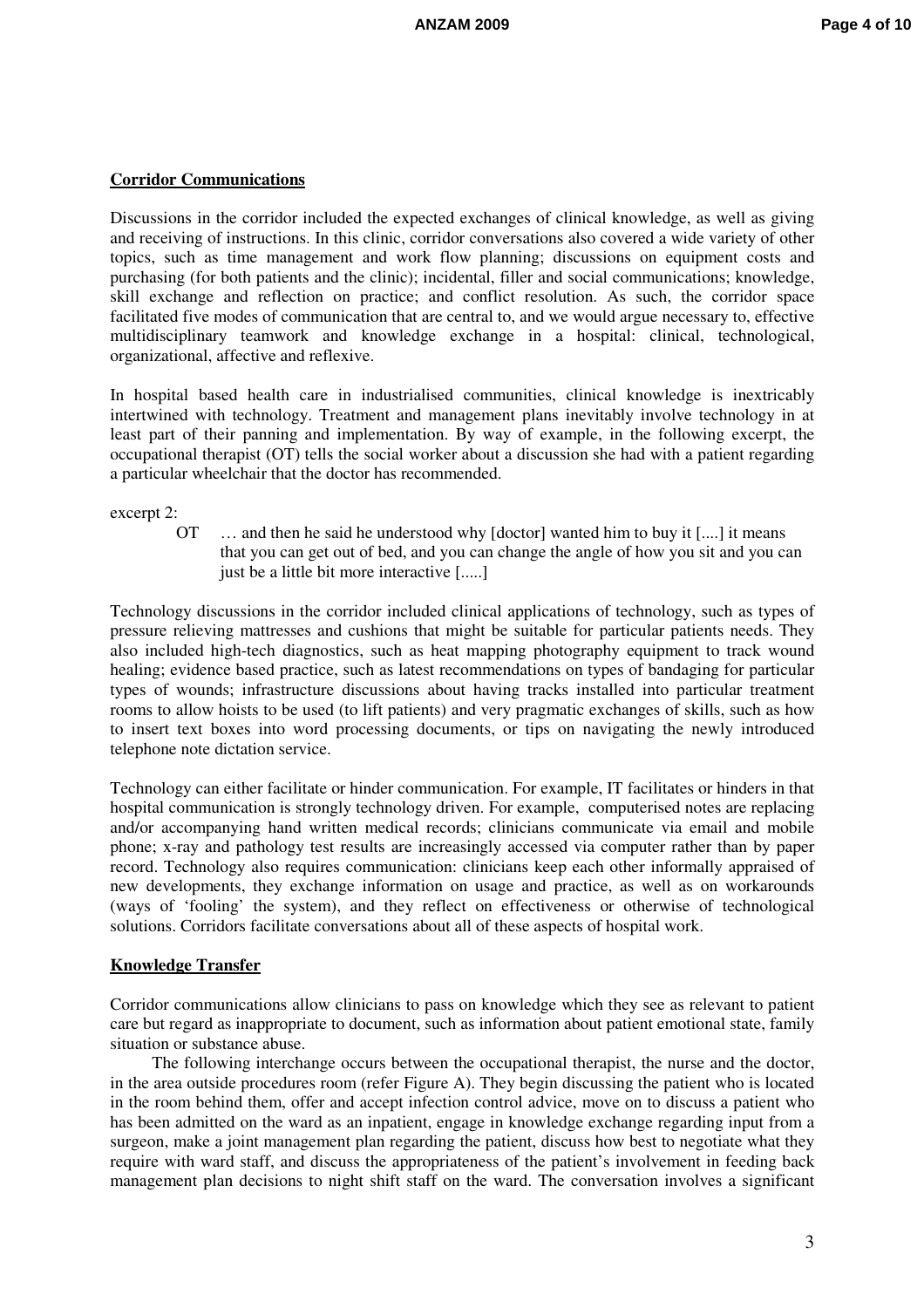## Corridor Communications

Discussions in the corridor included the expected exchanges of clinical knowledge, as well as giving and receiving of instructions. In this clinic, corridor conversations also covered a wide variety of other topics, such as time management and work flow planning; discussions on equipment costs and purchasing (for both patients and the clinic); incidental, filler and social communications; knowledge, skill exchange and reflection on practice; and conflict resolution. As such, the corridor space facilitated five modes of communication that are central to, and we would argue necessary to, effective multidisciplinary teamwork and knowledge exchange in a hospital: clinical, technological, organizational, affective and reflexive.

In hospital based health care in industrialised communities, clinical knowledge is inextricably intertwined with technology. Treatment and management plans inevitably involve technology in at least part of their panning and implementation. By way of example, in the following excerpt, the occupational therapist (OT) tells the social worker about a discussion she had with a patient regarding a particular wheelchair that the doctor has recommended.

excerpt 2:

> OT … and then he said he understood why [doctor] wanted him to buy it [....] it means that you can get out of bed, and you can change the angle of how you sit and you can just be a little bit more interactive [.....]

Technology discussions in the corridor included clinical applications of technology, such as types of pressure relieving mattresses and cushions that might be suitable for particular patients needs. They also included high-tech diagnostics, such as heat mapping photography equipment to track wound healing; evidence based practice, such as latest recommendations on types of bandaging for particular types of wounds; infrastructure discussions about having tracks installed into particular treatment rooms to allow hoists to be used (to lift patients) and very pragmatic exchanges of skills, such as how to insert text boxes into word processing documents, or tips on navigating the newly introduced telephone note dictation service.

Technology can either facilitate or hinder communication. For example, IT facilitates or hinders in that hospital communication is strongly technology driven. For example, computerised notes are replacing and/or accompanying hand written medical records; clinicians communicate via email and mobile phone; x-ray and pathology test results are increasingly accessed via computer rather than by paper record. Technology also requires communication: clinicians keep each other informally appraised of new developments, they exchange information on usage and practice, as well as on workarounds (ways of 'fooling' the system), and they reflect on effectiveness or otherwise of technological solutions. Corridors facilitate conversations about all of these aspects of hospital work.

## Knowledge Transfer

Corridor communications allow clinicians to pass on knowledge which they see as relevant to patient care but regard as inappropriate to document, such as information about patient emotional state, family situation or substance abuse.

The following interchange occurs between the occupational therapist, the nurse and the doctor, in the area outside procedures room (refer Figure A). They begin discussing the patient who is located in the room behind them, offer and accept infection control advice, move on to discuss a patient who has been admitted on the ward as an inpatient, engage in knowledge exchange regarding input from a surgeon, make a joint management plan regarding the patient, discuss how best to negotiate what they require with ward staff, and discuss the appropriateness of the patient's involvement in feeding back management plan decisions to night shift staff on the ward. The conversation involves a significant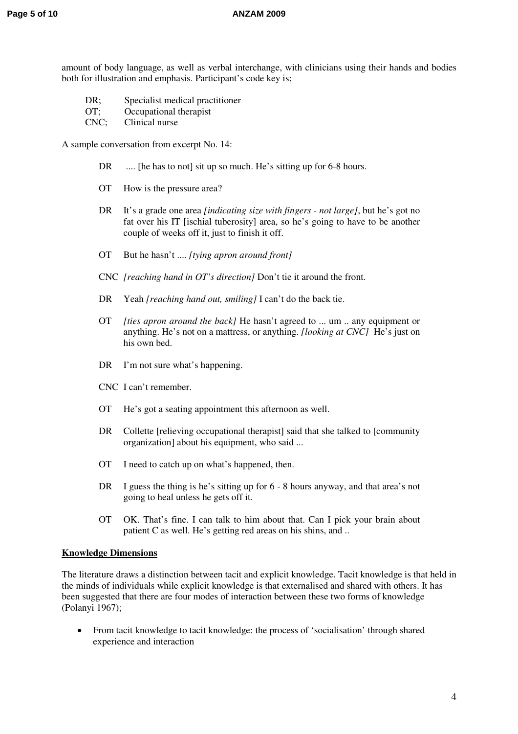amount of body language, as well as verbal interchange, with clinicians using their hands and bodies both for illustration and emphasis. Participant's code key is;

DR; Specialist medical practitioner
OT; Occupational therapist
CNC; Clinical nurse

A sample conversation from excerpt No. 14:

DR .... [he has to not] sit up so much. He's sitting up for 6-8 hours.

OT How is the pressure area?

DR It's a grade one area *[indicating size with fingers - not large]*, but he's got no fat over his IT [ischial tuberosity] area, so he's going to have to be another couple of weeks off it, just to finish it off.

OT But he hasn't .... *[tying apron around front]*

CNC *[reaching hand in OT's direction]* Don't tie it around the front.

DR Yeah *[reaching hand out, smiling]* I can't do the back tie.

OT *[ties apron around the back]* He hasn't agreed to ... um .. any equipment or anything. He's not on a mattress, or anything. *[looking at CNC]* He's just on his own bed.

DR I'm not sure what's happening.

CNC I can't remember.

OT He's got a seating appointment this afternoon as well.

DR Collette [relieving occupational therapist] said that she talked to [community organization] about his equipment, who said ...

OT I need to catch up on what's happened, then.

DR I guess the thing is he's sitting up for 6 - 8 hours anyway, and that area's not going to heal unless he gets off it.

OT OK. That's fine. I can talk to him about that. Can I pick your brain about patient C as well. He's getting red areas on his shins, and ..

## Knowledge Dimensions

The literature draws a distinction between tacit and explicit knowledge. Tacit knowledge is that held in the minds of individuals while explicit knowledge is that externalised and shared with others. It has been suggested that there are four modes of interaction between these two forms of knowledge (Polanyi 1967);

- From tacit knowledge to tacit knowledge: the process of 'socialisation' through shared experience and interaction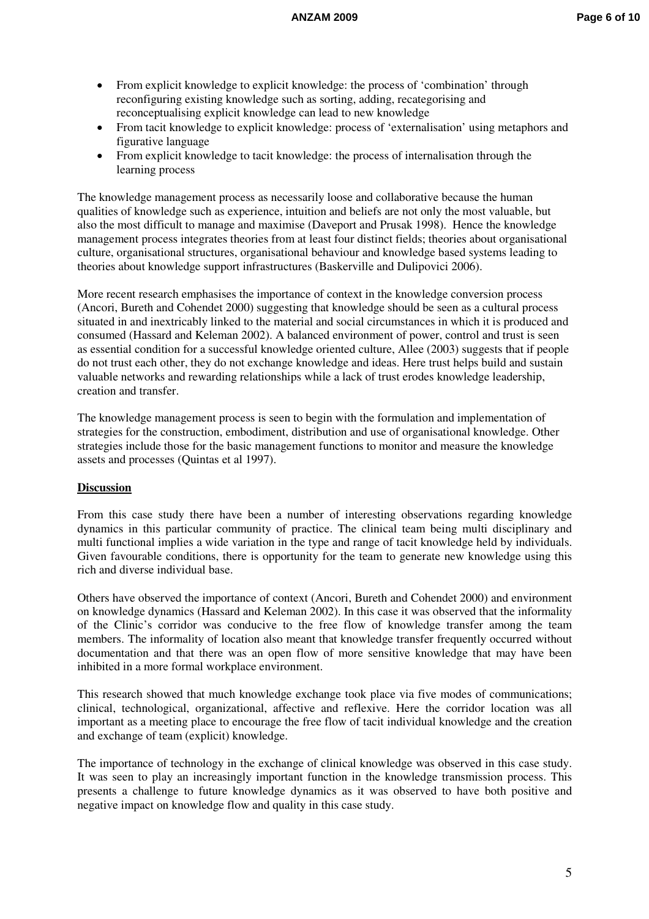- From explicit knowledge to explicit knowledge: the process of 'combination' through reconfiguring existing knowledge such as sorting, adding, recategorising and reconceptualising explicit knowledge can lead to new knowledge
- From tacit knowledge to explicit knowledge: process of 'externalisation' using metaphors and figurative language
- From explicit knowledge to tacit knowledge: the process of internalisation through the learning process

The knowledge management process as necessarily loose and collaborative because the human qualities of knowledge such as experience, intuition and beliefs are not only the most valuable, but also the most difficult to manage and maximise (Daveport and Prusak 1998). Hence the knowledge management process integrates theories from at least four distinct fields; theories about organisational culture, organisational structures, organisational behaviour and knowledge based systems leading to theories about knowledge support infrastructures (Baskerville and Dulipovici 2006).

More recent research emphasises the importance of context in the knowledge conversion process (Ancori, Bureth and Cohendet 2000) suggesting that knowledge should be seen as a cultural process situated in and inextricably linked to the material and social circumstances in which it is produced and consumed (Hassard and Keleman 2002). A balanced environment of power, control and trust is seen as essential condition for a successful knowledge oriented culture, Allee (2003) suggests that if people do not trust each other, they do not exchange knowledge and ideas. Here trust helps build and sustain valuable networks and rewarding relationships while a lack of trust erodes knowledge leadership, creation and transfer.

The knowledge management process is seen to begin with the formulation and implementation of strategies for the construction, embodiment, distribution and use of organisational knowledge. Other strategies include those for the basic management functions to monitor and measure the knowledge assets and processes (Quintas et al 1997).

## Discussion

From this case study there have been a number of interesting observations regarding knowledge dynamics in this particular community of practice. The clinical team being multi disciplinary and multi functional implies a wide variation in the type and range of tacit knowledge held by individuals. Given favourable conditions, there is opportunity for the team to generate new knowledge using this rich and diverse individual base.

Others have observed the importance of context (Ancori, Bureth and Cohendet 2000) and environment on knowledge dynamics (Hassard and Keleman 2002). In this case it was observed that the informality of the Clinic's corridor was conducive to the free flow of knowledge transfer among the team members. The informality of location also meant that knowledge transfer frequently occurred without documentation and that there was an open flow of more sensitive knowledge that may have been inhibited in a more formal workplace environment.

This research showed that much knowledge exchange took place via five modes of communications; clinical, technological, organizational, affective and reflexive. Here the corridor location was all important as a meeting place to encourage the free flow of tacit individual knowledge and the creation and exchange of team (explicit) knowledge.

The importance of technology in the exchange of clinical knowledge was observed in this case study. It was seen to play an increasingly important function in the knowledge transmission process. This presents a challenge to future knowledge dynamics as it was observed to have both positive and negative impact on knowledge flow and quality in this case study.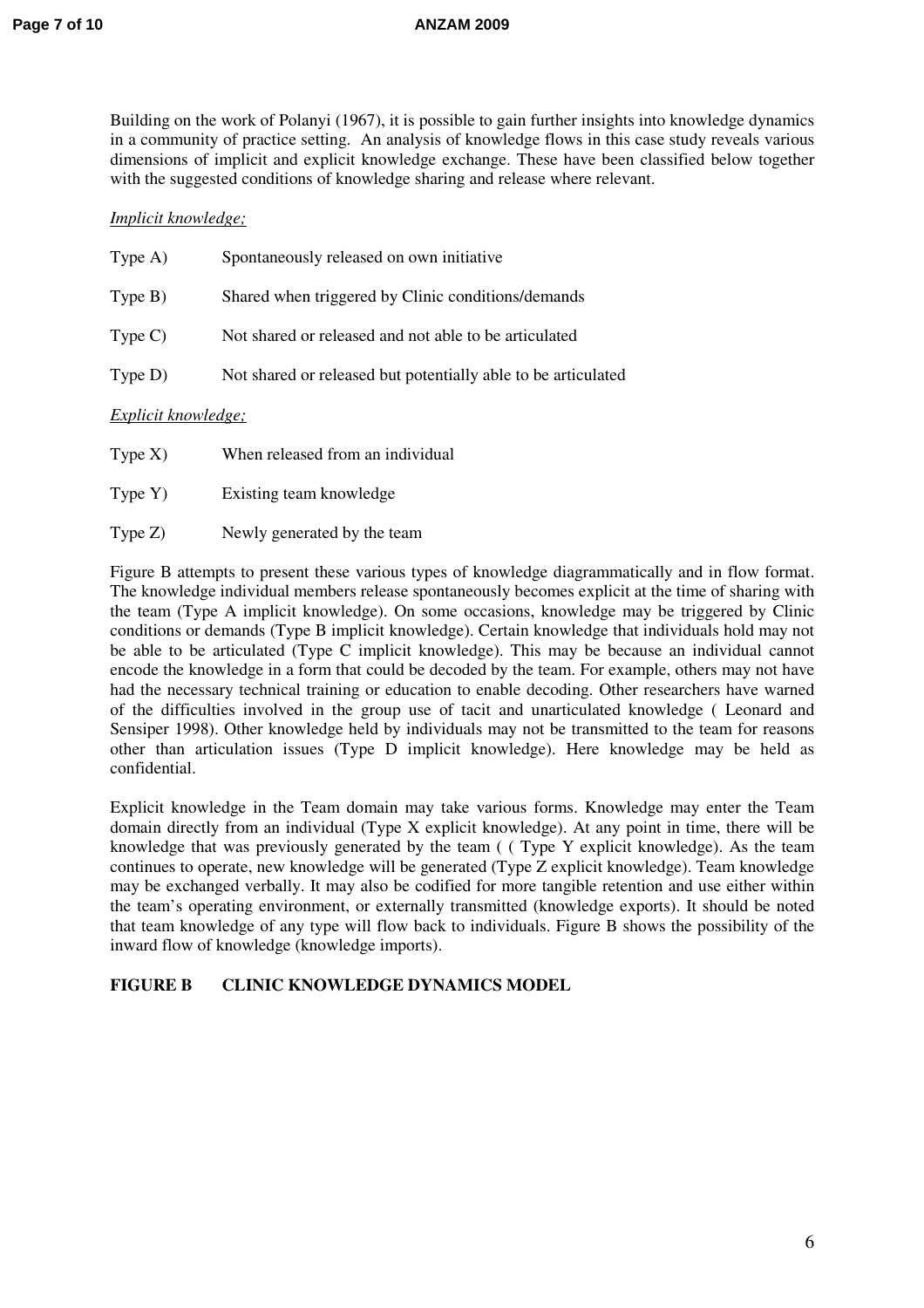Building on the work of Polanyi (1967), it is possible to gain further insights into knowledge dynamics in a community of practice setting. An analysis of knowledge flows in this case study reveals various dimensions of implicit and explicit knowledge exchange. These have been classified below together with the suggested conditions of knowledge sharing and release where relevant.

*Implicit knowledge;*

Type A) Spontaneously released on own initiative

Type B) Shared when triggered by Clinic conditions/demands

Type C) Not shared or released and not able to be articulated

Type D) Not shared or released but potentially able to be articulated

*Explicit knowledge;*

Type X) When released from an individual

Type Y) Existing team knowledge

Type Z) Newly generated by the team

Figure B attempts to present these various types of knowledge diagrammatically and in flow format. The knowledge individual members release spontaneously becomes explicit at the time of sharing with the team (Type A implicit knowledge). On some occasions, knowledge may be triggered by Clinic conditions or demands (Type B implicit knowledge). Certain knowledge that individuals hold may not be able to be articulated (Type C implicit knowledge). This may be because an individual cannot encode the knowledge in a form that could be decoded by the team. For example, others may not have had the necessary technical training or education to enable decoding. Other researchers have warned of the difficulties involved in the group use of tacit and unarticulated knowledge ( Leonard and Sensiper 1998). Other knowledge held by individuals may not be transmitted to the team for reasons other than articulation issues (Type D implicit knowledge). Here knowledge may be held as confidential.

Explicit knowledge in the Team domain may take various forms. Knowledge may enter the Team domain directly from an individual (Type X explicit knowledge). At any point in time, there will be knowledge that was previously generated by the team ( ( Type Y explicit knowledge). As the team continues to operate, new knowledge will be generated (Type Z explicit knowledge). Team knowledge may be exchanged verbally. It may also be codified for more tangible retention and use either within the team's operating environment, or externally transmitted (knowledge exports). It should be noted that team knowledge of any type will flow back to individuals. Figure B shows the possibility of the inward flow of knowledge (knowledge imports).

**FIGURE B CLINIC KNOWLEDGE DYNAMICS MODEL**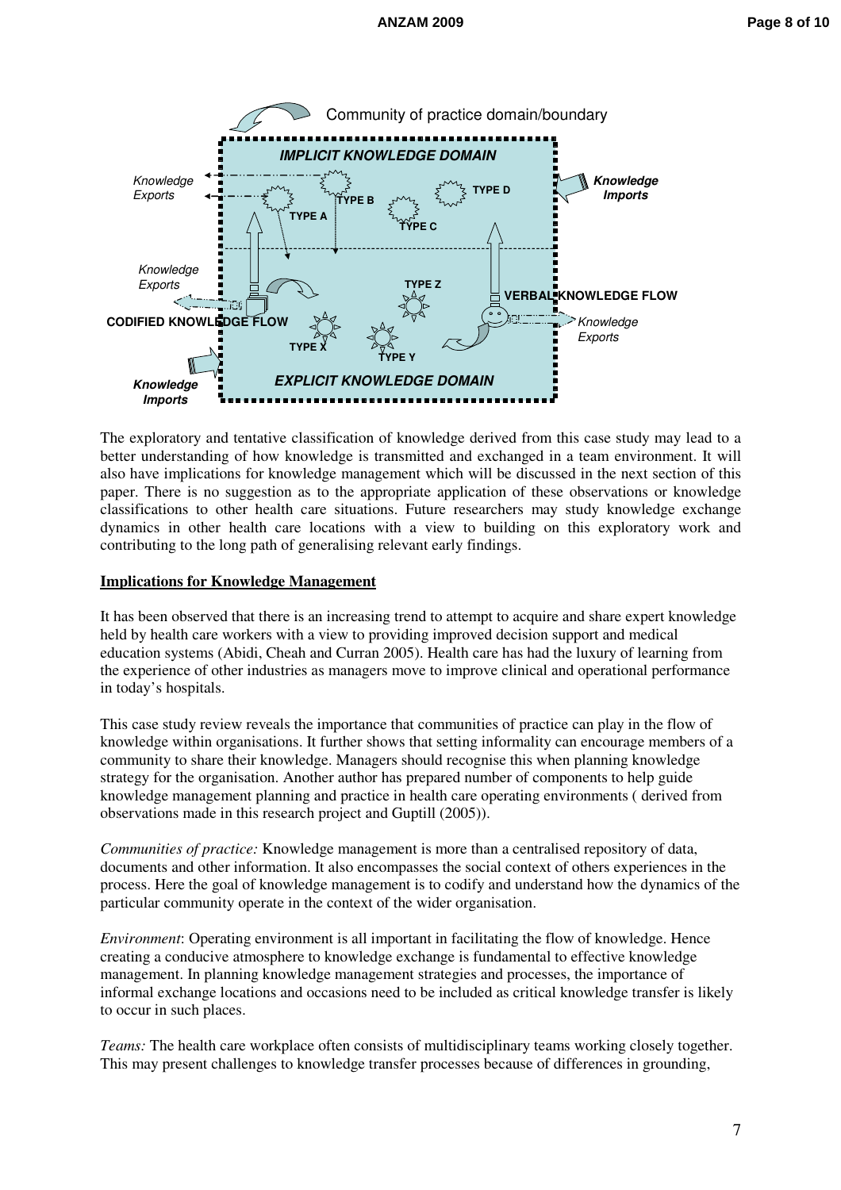The exploratory and tentative classification of knowledge derived from this case study may lead to a better understanding of how knowledge is transmitted and exchanged in a team environment. It will also have implications for knowledge management which will be discussed in the next section of this paper. There is no suggestion as to the appropriate application of these observations or knowledge classifications to other health care situations. Future researchers may study knowledge exchange dynamics in other health care locations with a view to building on this exploratory work and contributing to the long path of generalising relevant early findings.

## Implications for Knowledge Management

It has been observed that there is an increasing trend to attempt to acquire and share expert knowledge held by health care workers with a view to providing improved decision support and medical education systems (Abidi, Cheah and Curran 2005). Health care has had the luxury of learning from the experience of other industries as managers move to improve clinical and operational performance in today's hospitals.

This case study review reveals the importance that communities of practice can play in the flow of knowledge within organisations. It further shows that setting informality can encourage members of a community to share their knowledge. Managers should recognise this when planning knowledge strategy for the organisation. Another author has prepared number of components to help guide knowledge management planning and practice in health care operating environments ( derived from observations made in this research project and Guptill (2005)).

*Communities of practice:* Knowledge management is more than a centralised repository of data, documents and other information. It also encompasses the social context of others experiences in the process. Here the goal of knowledge management is to codify and understand how the dynamics of the particular community operate in the context of the wider organisation.

*Environment*: Operating environment is all important in facilitating the flow of knowledge. Hence creating a conducive atmosphere to knowledge exchange is fundamental to effective knowledge management. In planning knowledge management strategies and processes, the importance of informal exchange locations and occasions need to be included as critical knowledge transfer is likely to occur in such places.

*Teams:* The health care workplace often consists of multidisciplinary teams working closely together. This may present challenges to knowledge transfer processes because of differences in grounding,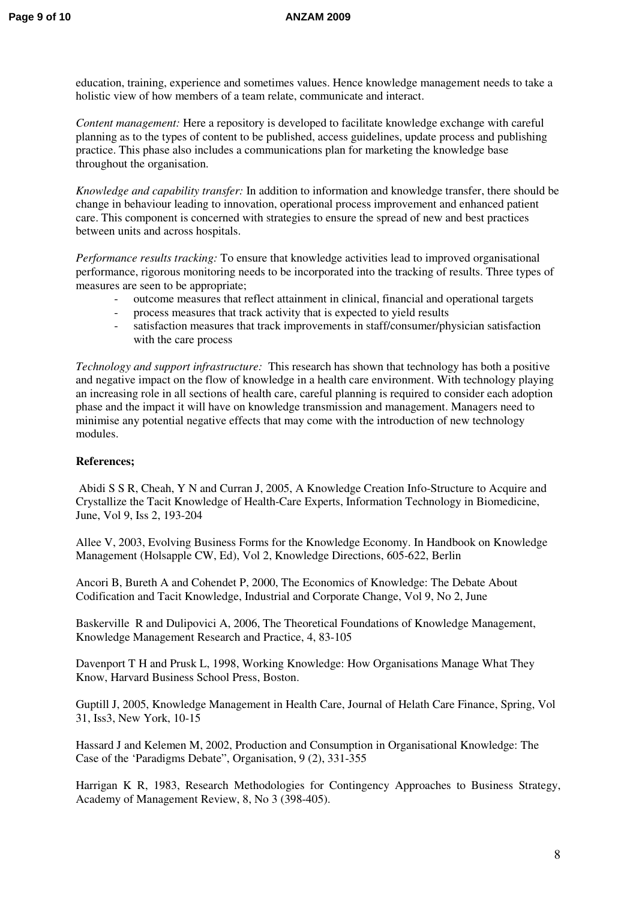education, training, experience and sometimes values. Hence knowledge management needs to take a holistic view of how members of a team relate, communicate and interact.

*Content management:* Here a repository is developed to facilitate knowledge exchange with careful planning as to the types of content to be published, access guidelines, update process and publishing practice. This phase also includes a communications plan for marketing the knowledge base throughout the organisation.

*Knowledge and capability transfer:* In addition to information and knowledge transfer, there should be change in behaviour leading to innovation, operational process improvement and enhanced patient care. This component is concerned with strategies to ensure the spread of new and best practices between units and across hospitals.

*Performance results tracking:* To ensure that knowledge activities lead to improved organisational performance, rigorous monitoring needs to be incorporated into the tracking of results. Three types of measures are seen to be appropriate;

- outcome measures that reflect attainment in clinical, financial and operational targets
- process measures that track activity that is expected to yield results
- satisfaction measures that track improvements in staff/consumer/physician satisfaction with the care process

*Technology and support infrastructure:* This research has shown that technology has both a positive and negative impact on the flow of knowledge in a health care environment. With technology playing an increasing role in all sections of health care, careful planning is required to consider each adoption phase and the impact it will have on knowledge transmission and management. Managers need to minimise any potential negative effects that may come with the introduction of new technology modules.

**References;**

Abidi S S R, Cheah, Y N and Curran J, 2005, A Knowledge Creation Info-Structure to Acquire and Crystallize the Tacit Knowledge of Health-Care Experts, Information Technology in Biomedicine, June, Vol 9, Iss 2, 193-204

Allee V, 2003, Evolving Business Forms for the Knowledge Economy. In Handbook on Knowledge Management (Holsapple CW, Ed), Vol 2, Knowledge Directions, 605-622, Berlin

Ancori B, Bureth A and Cohendet P, 2000, The Economics of Knowledge: The Debate About Codification and Tacit Knowledge, Industrial and Corporate Change, Vol 9, No 2, June

Baskerville R and Dulipovici A, 2006, The Theoretical Foundations of Knowledge Management, Knowledge Management Research and Practice, 4, 83-105

Davenport T H and Prusk L, 1998, Working Knowledge: How Organisations Manage What They Know, Harvard Business School Press, Boston.

Guptill J, 2005, Knowledge Management in Health Care, Journal of Helath Care Finance, Spring, Vol 31, Iss3, New York, 10-15

Hassard J and Kelemen M, 2002, Production and Consumption in Organisational Knowledge: The Case of the 'Paradigms Debate", Organisation, 9 (2), 331-355

Harrigan K R, 1983, Research Methodologies for Contingency Approaches to Business Strategy, Academy of Management Review, 8, No 3 (398-405).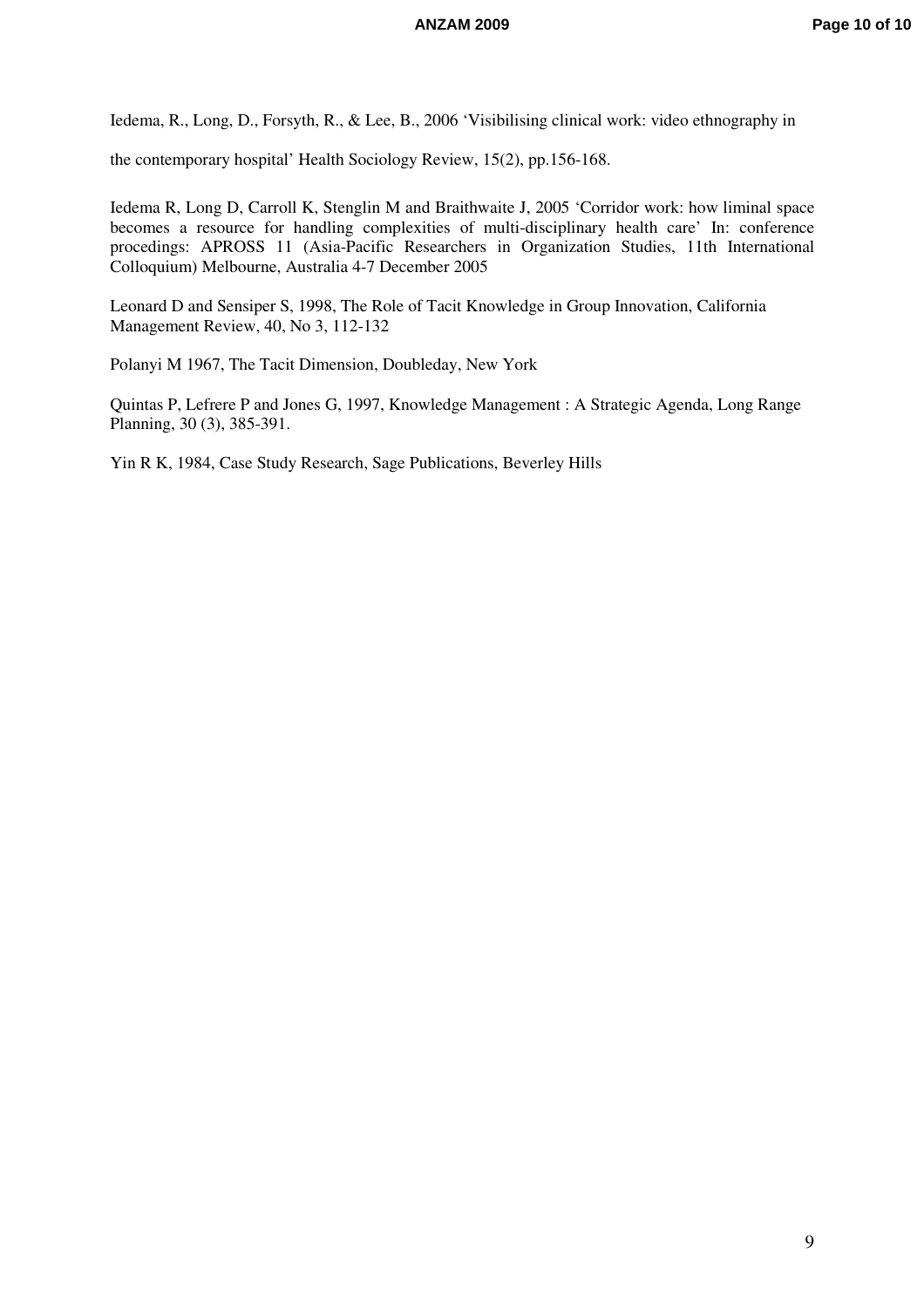Iedema, R., Long, D., Forsyth, R., & Lee, B., 2006 'Visibilising clinical work: video ethnography in the contemporary hospital' Health Sociology Review, 15(2), pp.156-168.

Iedema R, Long D, Carroll K, Stenglin M and Braithwaite J, 2005 'Corridor work: how liminal space becomes a resource for handling complexities of multi-disciplinary health care' In: conference procedings: APROSS 11 (Asia-Pacific Researchers in Organization Studies, 11th International Colloquium) Melbourne, Australia 4-7 December 2005

Leonard D and Sensiper S, 1998, The Role of Tacit Knowledge in Group Innovation, California Management Review, 40, No 3, 112-132

Polanyi M 1967, The Tacit Dimension, Doubleday, New York

Quintas P, Lefrere P and Jones G, 1997, Knowledge Management : A Strategic Agenda, Long Range Planning, 30 (3), 385-391.

Yin R K, 1984, Case Study Research, Sage Publications, Beverley Hills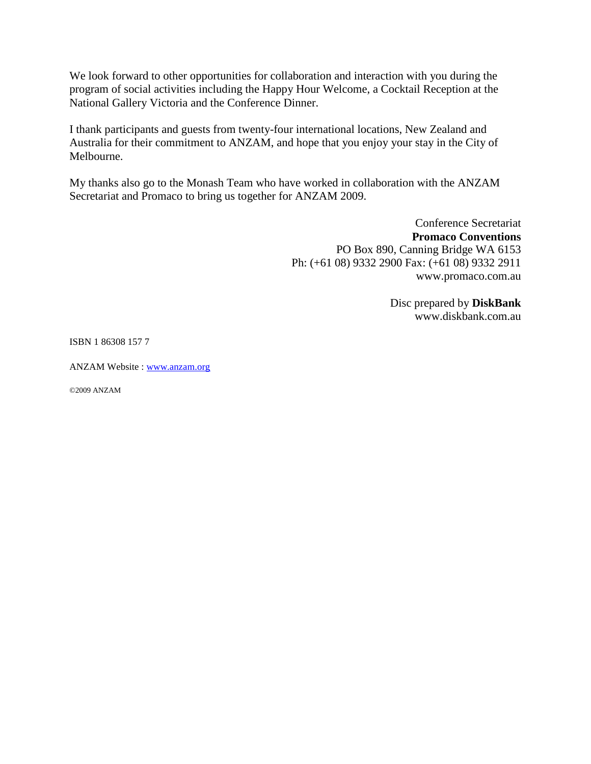We look forward to other opportunities for collaboration and interaction with you during the program of social activities including the Happy Hour Welcome, a Cocktail Reception at the National Gallery Victoria and the Conference Dinner.

I thank participants and guests from twenty-four international locations, New Zealand and Australia for their commitment to ANZAM, and hope that you enjoy your stay in the City of Melbourne.

My thanks also go to the Monash Team who have worked in collaboration with the ANZAM Secretariat and Promaco to bring us together for ANZAM 2009.

Conference Secretariat
**Promaco Conventions**
PO Box 890, Canning Bridge WA 6153
Ph: (+61 08) 9332 2900 Fax: (+61 08) 9332 2911
www.promaco.com.au

Disc prepared by **DiskBank**
www.diskbank.com.au

ISBN 1 86308 157 7

ANZAM Website : [www.anzam.org](http://www.anzam.org)

©2009 ANZAM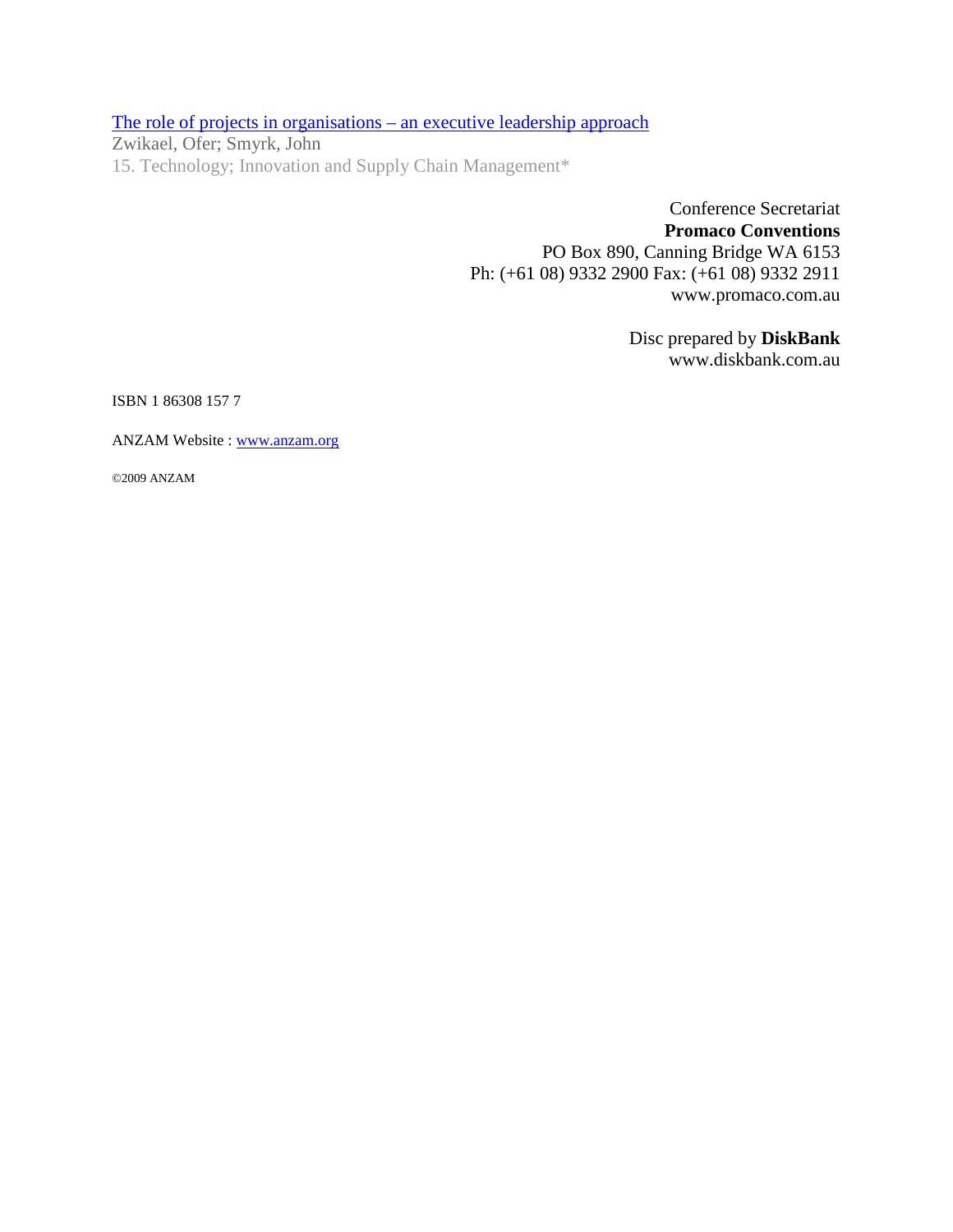[The role of projects in organisations – an executive leadership approach](#)

Zwikael, Ofer; Smyrk, John

15. Technology; Innovation and Supply Chain Management*

Conference Secretariat
**Promaco Conventions**
PO Box 890, Canning Bridge WA 6153
Ph: (+61 08) 9332 2900 Fax: (+61 08) 9332 2911
www.promaco.com.au

Disc prepared by **DiskBank**
www.diskbank.com.au

ISBN 1 86308 157 7

ANZAM Website : [www.anzam.org](http://www.anzam.org)

©2009 ANZAM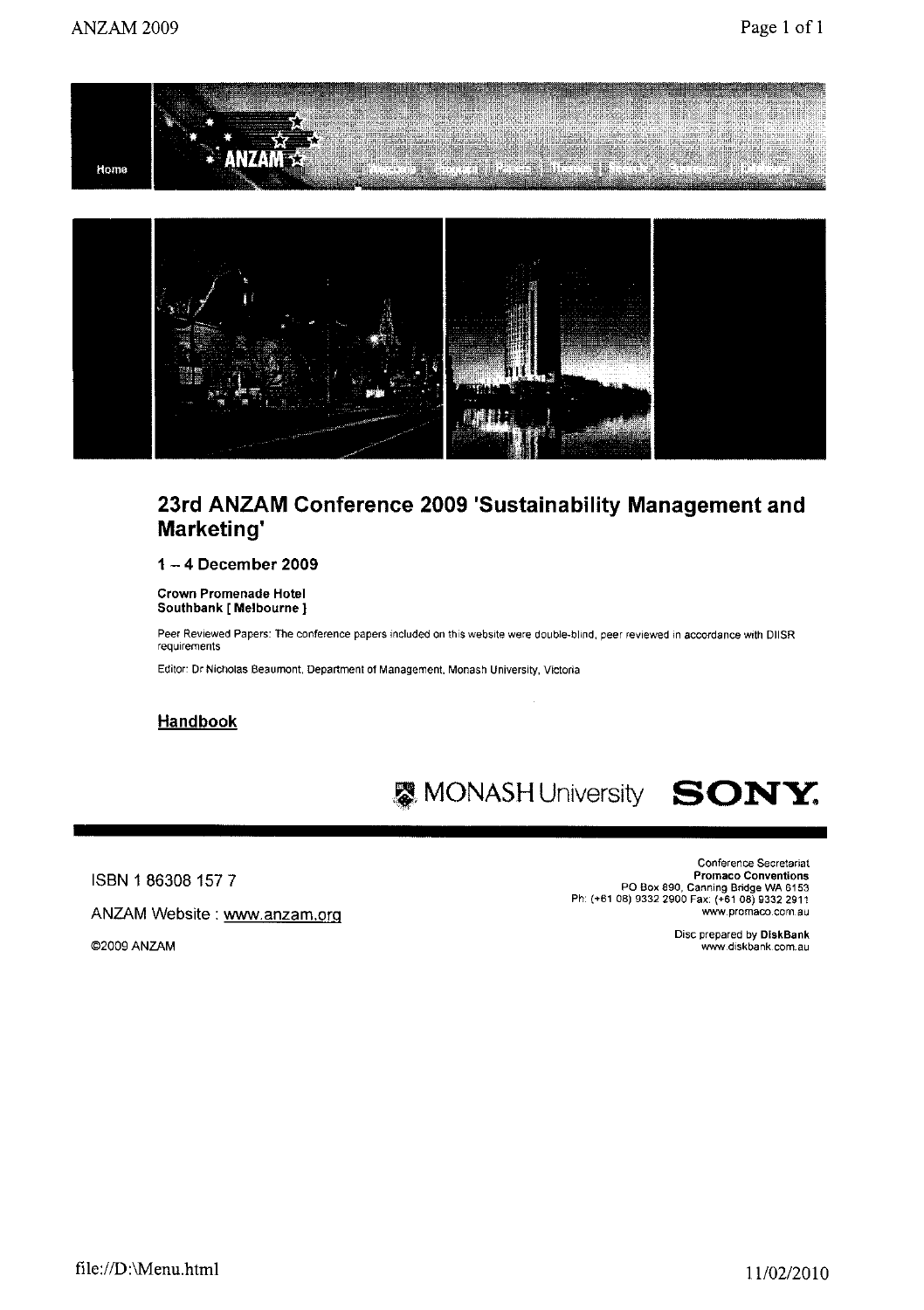Home

ANZAM

## 23rd ANZAM Conference 2009 'Sustainability Management and Marketing'

**1 – 4 December 2009**

**Crown Promenade Hotel**
**Southbank [ Melbourne ]**

Peer Reviewed Papers: The conference papers included on this website were double-blind, peer reviewed in accordance with DIISR requirements

Editor: Dr Nicholas Beaumont, Department of Management, Monash University, Victoria

**Handbook**

MONASH University SONY

ISBN 1 86308 157 7

ANZAM Website : www.anzam.org

©2009 ANZAM

Conference Secretariat
**Promaco Conventions**
PO Box 890, Canning Bridge WA 6153
Ph: (+61 08) 9332 2900 Fax: (+61 08) 9332 2911
www.promaco.com.au

Disc prepared by **DiskBank**
www.diskbank.com.au